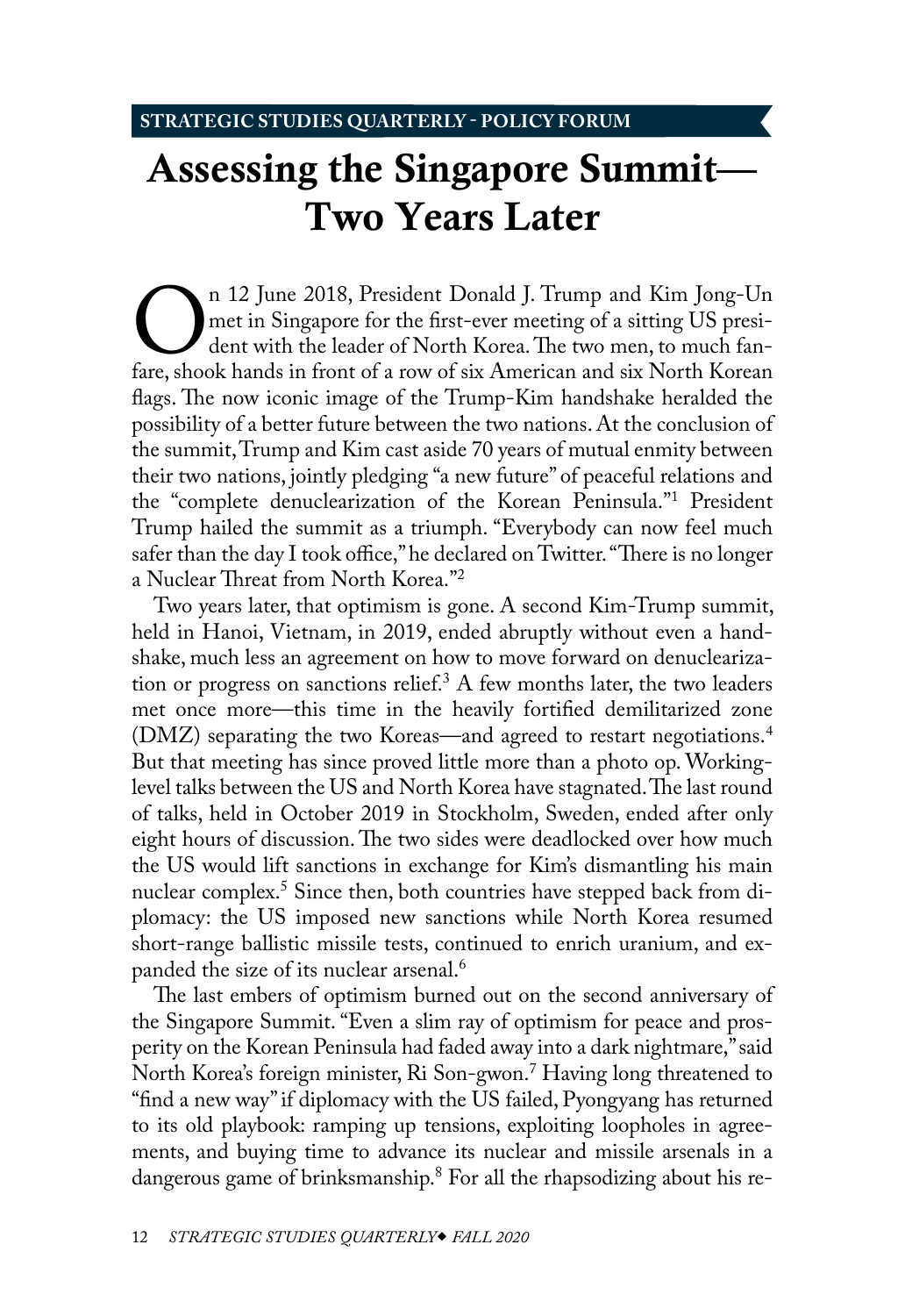# Assessing the Singapore Summit— Two Years Later

On 12 June 2018, President Donald J. Trump and Kim Jong-Un met in Singapore for the first-ever meeting of a sitting US president with the leader of North Korea. The two men, to much fanfare, shook hands in front of a row of six American and six North Korean flags. The now iconic image of the Trump-Kim handshake heralded the possibility of a better future between the two nations. At the conclusion of the summit, Trump and Kim cast aside 70 years of mutual enmity between their two nations, jointly pledging "a new future" of peaceful relations and the "complete denuclearization of the Korean Peninsula."[1] President Trump hailed the summit as a triumph. "Everybody can now feel much safer than the day I took office," he declared on Twitter. "There is no longer a Nuclear Threat from North Korea."[2]

Two years later, that optimism is gone. A second Kim-Trump summit, held in Hanoi, Vietnam, in 2019, ended abruptly without even a handshake, much less an agreement on how to move forward on denuclearization or progress on sanctions relief.[3] A few months later, the two leaders met once more—this time in the heavily fortified demilitarized zone (DMZ) separating the two Koreas—and agreed to restart negotiations.[4] But that meeting has since proved little more than a photo op. Working-level talks between the US and North Korea have stagnated. The last round of talks, held in October 2019 in Stockholm, Sweden, ended after only eight hours of discussion. The two sides were deadlocked over how much the US would lift sanctions in exchange for Kim's dismantling his main nuclear complex.[5] Since then, both countries have stepped back from diplomacy: the US imposed new sanctions while North Korea resumed short-range ballistic missile tests, continued to enrich uranium, and expanded the size of its nuclear arsenal.[6]

The last embers of optimism burned out on the second anniversary of the Singapore Summit. "Even a slim ray of optimism for peace and prosperity on the Korean Peninsula had faded away into a dark nightmare," said North Korea's foreign minister, Ri Son-gwon.[7] Having long threatened to "find a new way" if diplomacy with the US failed, Pyongyang has returned to its old playbook: ramping up tensions, exploiting loopholes in agreements, and buying time to advance its nuclear and missile arsenals in a dangerous game of brinksmanship.[8] For all the rhapsodizing about his re-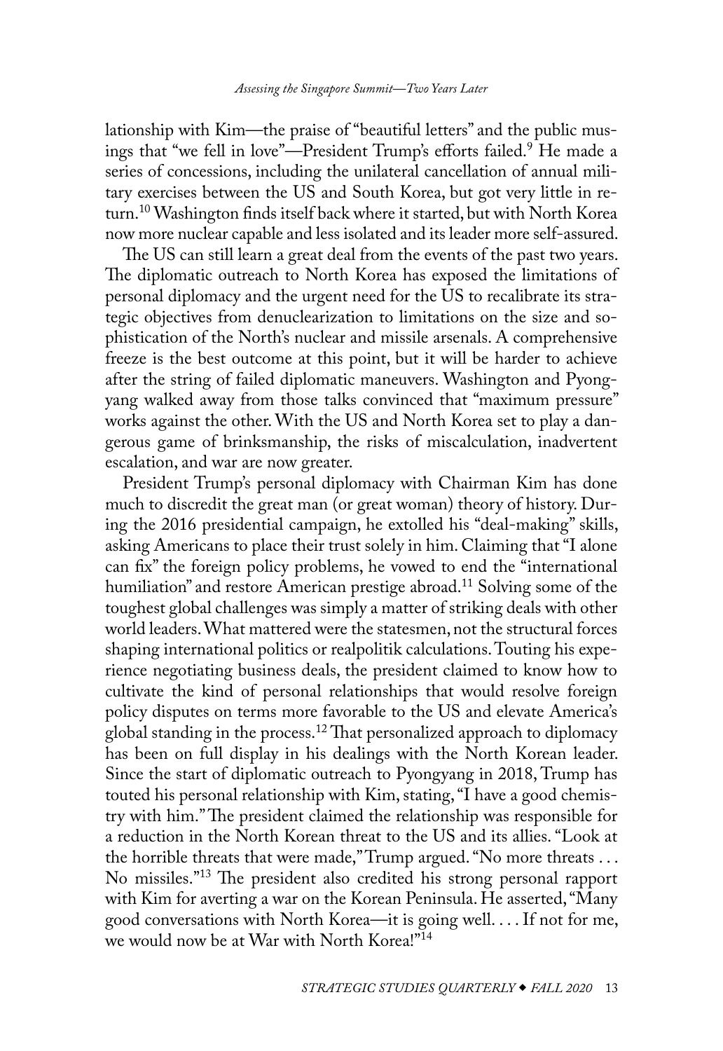lationship with Kim—the praise of "beautiful letters" and the public musings that "we fell in love"—President Trump's efforts failed.[9] He made a series of concessions, including the unilateral cancellation of annual military exercises between the US and South Korea, but got very little in return.[10] Washington finds itself back where it started, but with North Korea now more nuclear capable and less isolated and its leader more self-assured.

The US can still learn a great deal from the events of the past two years. The diplomatic outreach to North Korea has exposed the limitations of personal diplomacy and the urgent need for the US to recalibrate its strategic objectives from denuclearization to limitations on the size and sophistication of the North's nuclear and missile arsenals. A comprehensive freeze is the best outcome at this point, but it will be harder to achieve after the string of failed diplomatic maneuvers. Washington and Pyongyang walked away from those talks convinced that "maximum pressure" works against the other. With the US and North Korea set to play a dangerous game of brinksmanship, the risks of miscalculation, inadvertent escalation, and war are now greater.

President Trump's personal diplomacy with Chairman Kim has done much to discredit the great man (or great woman) theory of history. During the 2016 presidential campaign, he extolled his "deal-making" skills, asking Americans to place their trust solely in him. Claiming that "I alone can fix" the foreign policy problems, he vowed to end the "international humiliation" and restore American prestige abroad.[11] Solving some of the toughest global challenges was simply a matter of striking deals with other world leaders. What mattered were the statesmen, not the structural forces shaping international politics or realpolitik calculations. Touting his experience negotiating business deals, the president claimed to know how to cultivate the kind of personal relationships that would resolve foreign policy disputes on terms more favorable to the US and elevate America's global standing in the process.[12] That personalized approach to diplomacy has been on full display in his dealings with the North Korean leader. Since the start of diplomatic outreach to Pyongyang in 2018, Trump has touted his personal relationship with Kim, stating, "I have a good chemistry with him." The president claimed the relationship was responsible for a reduction in the North Korean threat to the US and its allies. "Look at the horrible threats that were made," Trump argued. "No more threats . . . No missiles."[13] The president also credited his strong personal rapport with Kim for averting a war on the Korean Peninsula. He asserted, "Many good conversations with North Korea—it is going well. . . . If not for me, we would now be at War with North Korea!"[14]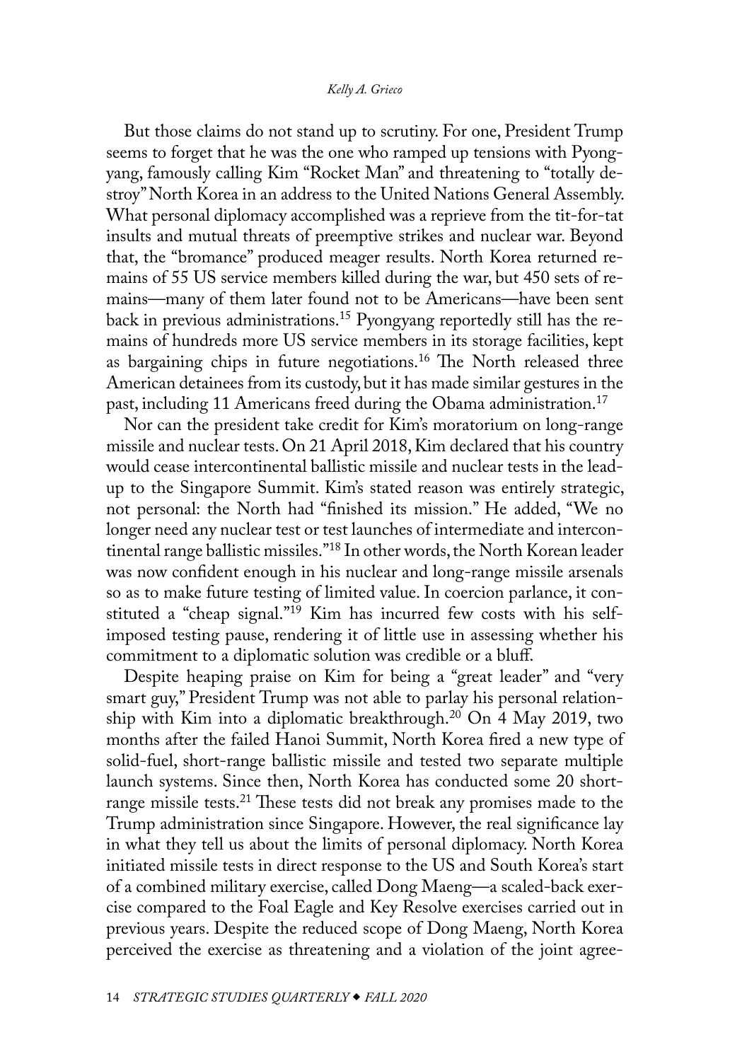But those claims do not stand up to scrutiny. For one, President Trump seems to forget that he was the one who ramped up tensions with Pyongyang, famously calling Kim "Rocket Man" and threatening to "totally destroy" North Korea in an address to the United Nations General Assembly. What personal diplomacy accomplished was a reprieve from the tit-for-tat insults and mutual threats of preemptive strikes and nuclear war. Beyond that, the "bromance" produced meager results. North Korea returned remains of 55 US service members killed during the war, but 450 sets of remains—many of them later found not to be Americans—have been sent back in previous administrations.[15] Pyongyang reportedly still has the remains of hundreds more US service members in its storage facilities, kept as bargaining chips in future negotiations.[16] The North released three American detainees from its custody, but it has made similar gestures in the past, including 11 Americans freed during the Obama administration.[17]

Nor can the president take credit for Kim's moratorium on long-range missile and nuclear tests. On 21 April 2018, Kim declared that his country would cease intercontinental ballistic missile and nuclear tests in the lead-up to the Singapore Summit. Kim's stated reason was entirely strategic, not personal: the North had "finished its mission." He added, "We no longer need any nuclear test or test launches of intermediate and intercontinental range ballistic missiles."[18] In other words, the North Korean leader was now confident enough in his nuclear and long-range missile arsenals so as to make future testing of limited value. In coercion parlance, it constituted a "cheap signal."[19] Kim has incurred few costs with his self-imposed testing pause, rendering it of little use in assessing whether his commitment to a diplomatic solution was credible or a bluff.

Despite heaping praise on Kim for being a "great leader" and "very smart guy," President Trump was not able to parlay his personal relationship with Kim into a diplomatic breakthrough.[20] On 4 May 2019, two months after the failed Hanoi Summit, North Korea fired a new type of solid-fuel, short-range ballistic missile and tested two separate multiple launch systems. Since then, North Korea has conducted some 20 short-range missile tests.[21] These tests did not break any promises made to the Trump administration since Singapore. However, the real significance lay in what they tell us about the limits of personal diplomacy. North Korea initiated missile tests in direct response to the US and South Korea's start of a combined military exercise, called Dong Maeng—a scaled-back exercise compared to the Foal Eagle and Key Resolve exercises carried out in previous years. Despite the reduced scope of Dong Maeng, North Korea perceived the exercise as threatening and a violation of the joint agree-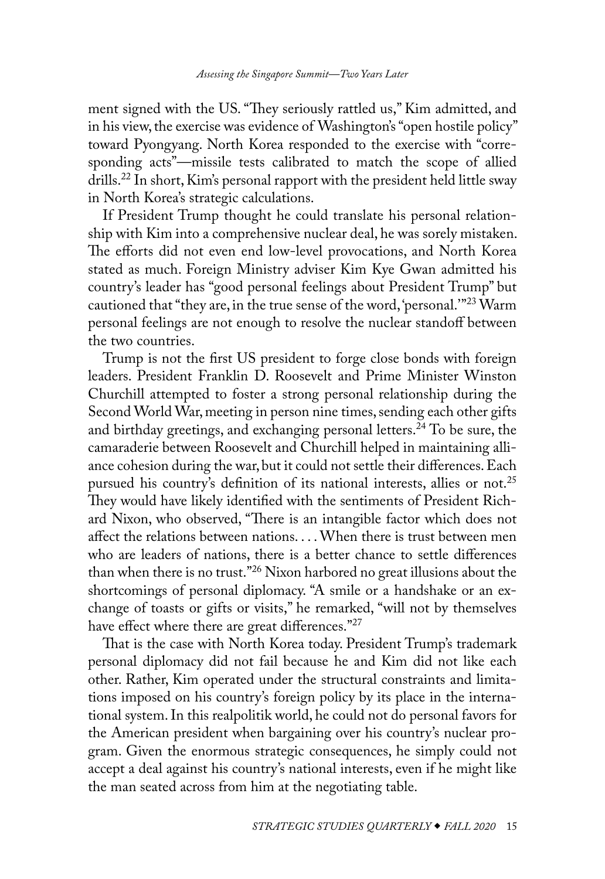ment signed with the US. "They seriously rattled us," Kim admitted, and in his view, the exercise was evidence of Washington's "open hostile policy" toward Pyongyang. North Korea responded to the exercise with "corresponding acts"—missile tests calibrated to match the scope of allied drills.[22] In short, Kim's personal rapport with the president held little sway in North Korea's strategic calculations.

If President Trump thought he could translate his personal relationship with Kim into a comprehensive nuclear deal, he was sorely mistaken. The efforts did not even end low-level provocations, and North Korea stated as much. Foreign Ministry adviser Kim Kye Gwan admitted his country's leader has "good personal feelings about President Trump" but cautioned that "they are, in the true sense of the word, 'personal.'"[23] Warm personal feelings are not enough to resolve the nuclear standoff between the two countries.

Trump is not the first US president to forge close bonds with foreign leaders. President Franklin D. Roosevelt and Prime Minister Winston Churchill attempted to foster a strong personal relationship during the Second World War, meeting in person nine times, sending each other gifts and birthday greetings, and exchanging personal letters.[24] To be sure, the camaraderie between Roosevelt and Churchill helped in maintaining alliance cohesion during the war, but it could not settle their differences. Each pursued his country's definition of its national interests, allies or not.[25] They would have likely identified with the sentiments of President Richard Nixon, who observed, "There is an intangible factor which does not affect the relations between nations. . . . When there is trust between men who are leaders of nations, there is a better chance to settle differences than when there is no trust."[26] Nixon harbored no great illusions about the shortcomings of personal diplomacy. "A smile or a handshake or an exchange of toasts or gifts or visits," he remarked, "will not by themselves have effect where there are great differences."[27]

That is the case with North Korea today. President Trump's trademark personal diplomacy did not fail because he and Kim did not like each other. Rather, Kim operated under the structural constraints and limitations imposed on his country's foreign policy by its place in the international system. In this realpolitik world, he could not do personal favors for the American president when bargaining over his country's nuclear program. Given the enormous strategic consequences, he simply could not accept a deal against his country's national interests, even if he might like the man seated across from him at the negotiating table.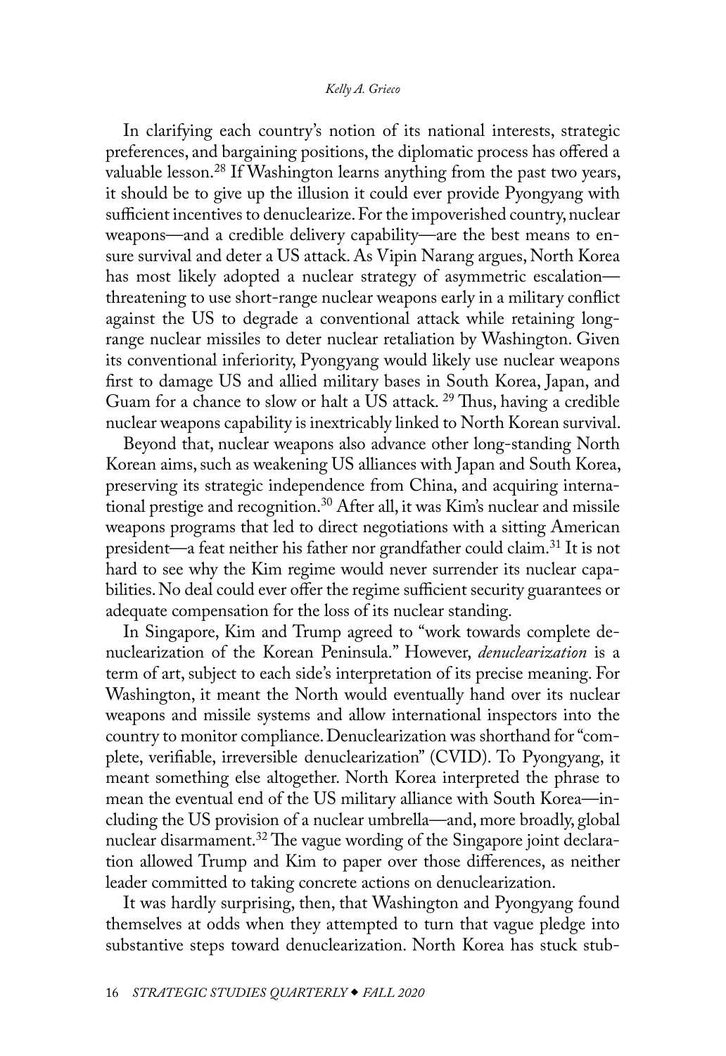In clarifying each country's notion of its national interests, strategic preferences, and bargaining positions, the diplomatic process has offered a valuable lesson.[28] If Washington learns anything from the past two years, it should be to give up the illusion it could ever provide Pyongyang with sufficient incentives to denuclearize. For the impoverished country, nuclear weapons—and a credible delivery capability—are the best means to ensure survival and deter a US attack. As Vipin Narang argues, North Korea has most likely adopted a nuclear strategy of asymmetric escalation—threatening to use short-range nuclear weapons early in a military conflict against the US to degrade a conventional attack while retaining long-range nuclear missiles to deter nuclear retaliation by Washington. Given its conventional inferiority, Pyongyang would likely use nuclear weapons first to damage US and allied military bases in South Korea, Japan, and Guam for a chance to slow or halt a US attack. [29] Thus, having a credible nuclear weapons capability is inextricably linked to North Korean survival.

Beyond that, nuclear weapons also advance other long-standing North Korean aims, such as weakening US alliances with Japan and South Korea, preserving its strategic independence from China, and acquiring international prestige and recognition.[30] After all, it was Kim's nuclear and missile weapons programs that led to direct negotiations with a sitting American president—a feat neither his father nor grandfather could claim.[31] It is not hard to see why the Kim regime would never surrender its nuclear capabilities. No deal could ever offer the regime sufficient security guarantees or adequate compensation for the loss of its nuclear standing.

In Singapore, Kim and Trump agreed to "work towards complete denuclearization of the Korean Peninsula." However, *denuclearization* is a term of art, subject to each side's interpretation of its precise meaning. For Washington, it meant the North would eventually hand over its nuclear weapons and missile systems and allow international inspectors into the country to monitor compliance. Denuclearization was shorthand for "complete, verifiable, irreversible denuclearization" (CVID). To Pyongyang, it meant something else altogether. North Korea interpreted the phrase to mean the eventual end of the US military alliance with South Korea—including the US provision of a nuclear umbrella—and, more broadly, global nuclear disarmament.[32] The vague wording of the Singapore joint declaration allowed Trump and Kim to paper over those differences, as neither leader committed to taking concrete actions on denuclearization.

It was hardly surprising, then, that Washington and Pyongyang found themselves at odds when they attempted to turn that vague pledge into substantive steps toward denuclearization. North Korea has stuck stub-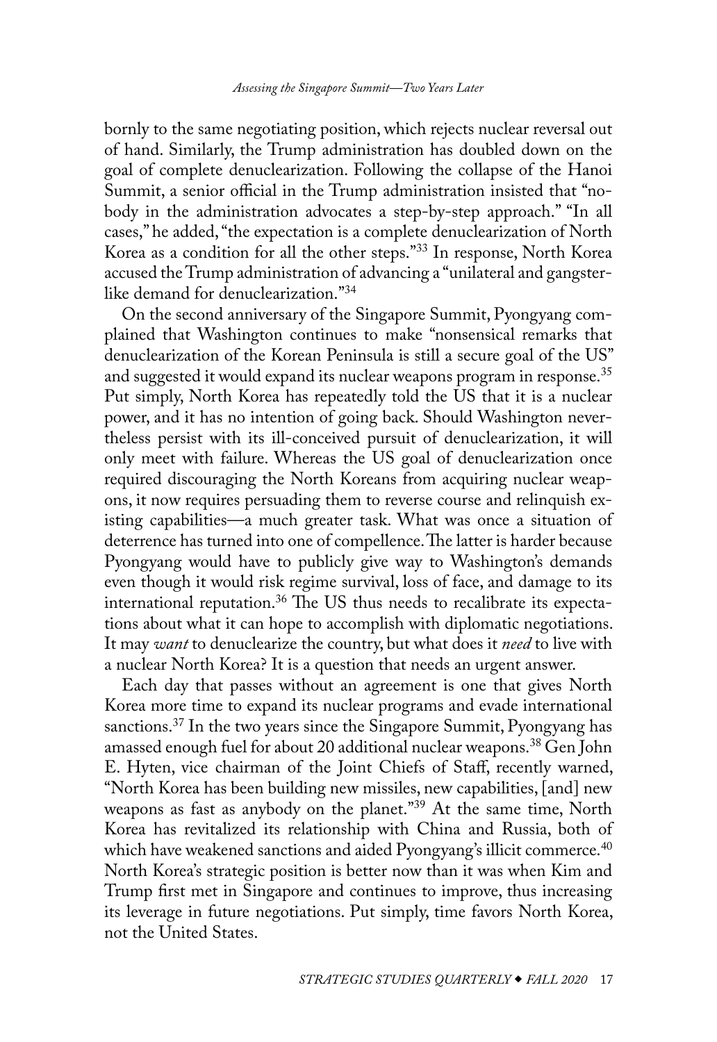bornly to the same negotiating position, which rejects nuclear reversal out of hand. Similarly, the Trump administration has doubled down on the goal of complete denuclearization. Following the collapse of the Hanoi Summit, a senior official in the Trump administration insisted that "nobody in the administration advocates a step-by-step approach." "In all cases," he added, "the expectation is a complete denuclearization of North Korea as a condition for all the other steps."[33] In response, North Korea accused the Trump administration of advancing a "unilateral and gangster-like demand for denuclearization."[34]

On the second anniversary of the Singapore Summit, Pyongyang complained that Washington continues to make "nonsensical remarks that denuclearization of the Korean Peninsula is still a secure goal of the US" and suggested it would expand its nuclear weapons program in response.[35] Put simply, North Korea has repeatedly told the US that it is a nuclear power, and it has no intention of going back. Should Washington nevertheless persist with its ill-conceived pursuit of denuclearization, it will only meet with failure. Whereas the US goal of denuclearization once required discouraging the North Koreans from acquiring nuclear weapons, it now requires persuading them to reverse course and relinquish existing capabilities—a much greater task. What was once a situation of deterrence has turned into one of compellence. The latter is harder because Pyongyang would have to publicly give way to Washington's demands even though it would risk regime survival, loss of face, and damage to its international reputation.[36] The US thus needs to recalibrate its expectations about what it can hope to accomplish with diplomatic negotiations. It may *want* to denuclearize the country, but what does it *need* to live with a nuclear North Korea? It is a question that needs an urgent answer.

Each day that passes without an agreement is one that gives North Korea more time to expand its nuclear programs and evade international sanctions.[37] In the two years since the Singapore Summit, Pyongyang has amassed enough fuel for about 20 additional nuclear weapons.[38] Gen John E. Hyten, vice chairman of the Joint Chiefs of Staff, recently warned, "North Korea has been building new missiles, new capabilities, [and] new weapons as fast as anybody on the planet."[39] At the same time, North Korea has revitalized its relationship with China and Russia, both of which have weakened sanctions and aided Pyongyang's illicit commerce.[40] North Korea's strategic position is better now than it was when Kim and Trump first met in Singapore and continues to improve, thus increasing its leverage in future negotiations. Put simply, time favors North Korea, not the United States.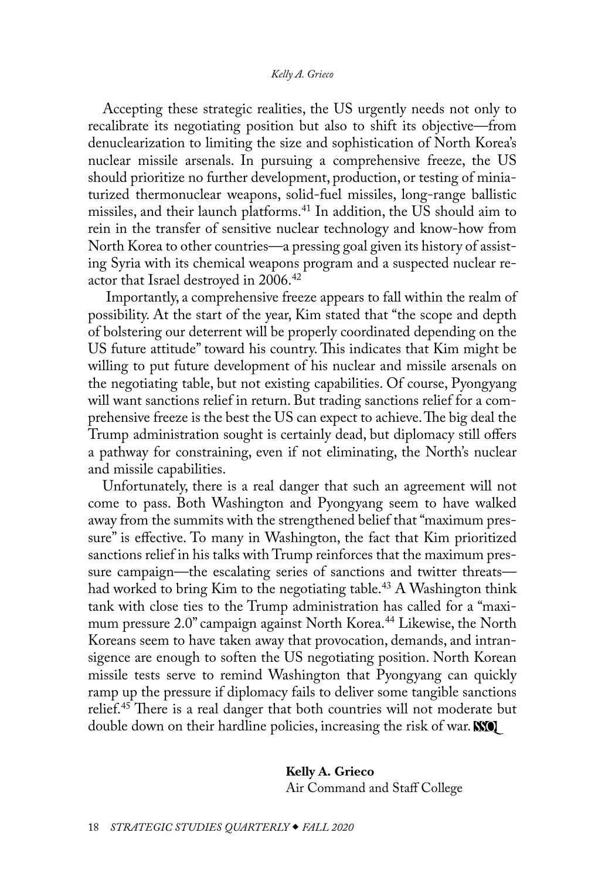Accepting these strategic realities, the US urgently needs not only to recalibrate its negotiating position but also to shift its objective—from denuclearization to limiting the size and sophistication of North Korea's nuclear missile arsenals. In pursuing a comprehensive freeze, the US should prioritize no further development, production, or testing of miniaturized thermonuclear weapons, solid-fuel missiles, long-range ballistic missiles, and their launch platforms.[41] In addition, the US should aim to rein in the transfer of sensitive nuclear technology and know-how from North Korea to other countries—a pressing goal given its history of assisting Syria with its chemical weapons program and a suspected nuclear reactor that Israel destroyed in 2006.[42]

Importantly, a comprehensive freeze appears to fall within the realm of possibility. At the start of the year, Kim stated that "the scope and depth of bolstering our deterrent will be properly coordinated depending on the US future attitude" toward his country. This indicates that Kim might be willing to put future development of his nuclear and missile arsenals on the negotiating table, but not existing capabilities. Of course, Pyongyang will want sanctions relief in return. But trading sanctions relief for a comprehensive freeze is the best the US can expect to achieve. The big deal the Trump administration sought is certainly dead, but diplomacy still offers a pathway for constraining, even if not eliminating, the North's nuclear and missile capabilities.

Unfortunately, there is a real danger that such an agreement will not come to pass. Both Washington and Pyongyang seem to have walked away from the summits with the strengthened belief that "maximum pressure" is effective. To many in Washington, the fact that Kim prioritized sanctions relief in his talks with Trump reinforces that the maximum pressure campaign—the escalating series of sanctions and twitter threats—had worked to bring Kim to the negotiating table.[43] A Washington think tank with close ties to the Trump administration has called for a "maximum pressure 2.0" campaign against North Korea.[44] Likewise, the North Koreans seem to have taken away that provocation, demands, and intransigence are enough to soften the US negotiating position. North Korean missile tests serve to remind Washington that Pyongyang can quickly ramp up the pressure if diplomacy fails to deliver some tangible sanctions relief.[45] There is a real danger that both countries will not moderate but double down on their hardline policies, increasing the risk of war. SSQ

**Kelly A. Grieco**
Air Command and Staff College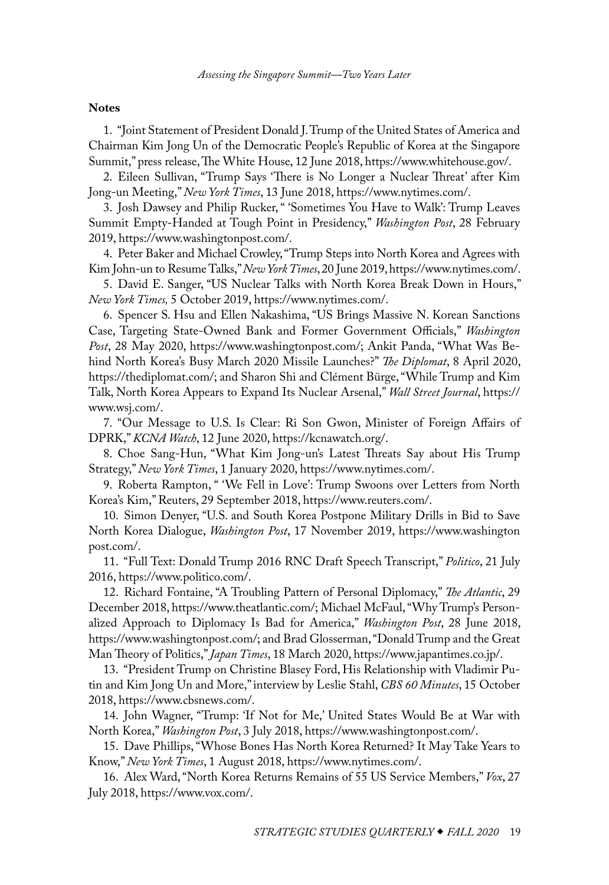**Notes**

1. "Joint Statement of President Donald J. Trump of the United States of America and Chairman Kim Jong Un of the Democratic People's Republic of Korea at the Singapore Summit," press release, The White House, 12 June 2018, https://www.whitehouse.gov/.

2. Eileen Sullivan, "Trump Says 'There is No Longer a Nuclear Threat' after Kim Jong-un Meeting," *New York Times*, 13 June 2018, https://www.nytimes.com/.

3. Josh Dawsey and Philip Rucker, " 'Sometimes You Have to Walk': Trump Leaves Summit Empty-Handed at Tough Point in Presidency," *Washington Post*, 28 February 2019, https://www.washingtonpost.com/.

4. Peter Baker and Michael Crowley, "Trump Steps into North Korea and Agrees with Kim John-un to Resume Talks," *New York Times*, 20 June 2019, https://www.nytimes.com/.

5. David E. Sanger, "US Nuclear Talks with North Korea Break Down in Hours," *New York Times,* 5 October 2019, https://www.nytimes.com/.

6. Spencer S. Hsu and Ellen Nakashima, "US Brings Massive N. Korean Sanctions Case, Targeting State-Owned Bank and Former Government Officials," *Washington Post*, 28 May 2020, https://www.washingtonpost.com/; Ankit Panda, "What Was Behind North Korea's Busy March 2020 Missile Launches?" *The Diplomat*, 8 April 2020, https://thediplomat.com/; and Sharon Shi and Clément Bürge, "While Trump and Kim Talk, North Korea Appears to Expand Its Nuclear Arsenal," *Wall Street Journal*, https://www.wsj.com/.

7. "Our Message to U.S. Is Clear: Ri Son Gwon, Minister of Foreign Affairs of DPRK," *KCNA Watch*, 12 June 2020, https://kcnawatch.org/.

8. Choe Sang-Hun, "What Kim Jong-un's Latest Threats Say about His Trump Strategy," *New York Times*, 1 January 2020, https://www.nytimes.com/.

9. Roberta Rampton, " 'We Fell in Love': Trump Swoons over Letters from North Korea's Kim," Reuters, 29 September 2018, https://www.reuters.com/.

10. Simon Denyer, "U.S. and South Korea Postpone Military Drills in Bid to Save North Korea Dialogue, *Washington Post*, 17 November 2019, https://www.washingtonpost.com/.

11. "Full Text: Donald Trump 2016 RNC Draft Speech Transcript," *Politico*, 21 July 2016, https://www.politico.com/.

12. Richard Fontaine, "A Troubling Pattern of Personal Diplomacy," *The Atlantic*, 29 December 2018, https://www.theatlantic.com/; Michael McFaul, "Why Trump's Personalized Approach to Diplomacy Is Bad for America," *Washington Post*, 28 June 2018, https://www.washingtonpost.com/; and Brad Glosserman, "Donald Trump and the Great Man Theory of Politics," *Japan Times*, 18 March 2020, https://www.japantimes.co.jp/.

13. "President Trump on Christine Blasey Ford, His Relationship with Vladimir Putin and Kim Jong Un and More," interview by Leslie Stahl, *CBS 60 Minutes*, 15 October 2018, https://www.cbsnews.com/.

14. John Wagner, "Trump: 'If Not for Me,' United States Would Be at War with North Korea," *Washington Post*, 3 July 2018, https://www.washingtonpost.com/.

15. Dave Phillips, "Whose Bones Has North Korea Returned? It May Take Years to Know," *New York Times*, 1 August 2018, https://www.nytimes.com/.

16. Alex Ward, "North Korea Returns Remains of 55 US Service Members," *Vox*, 27 July 2018, https://www.vox.com/.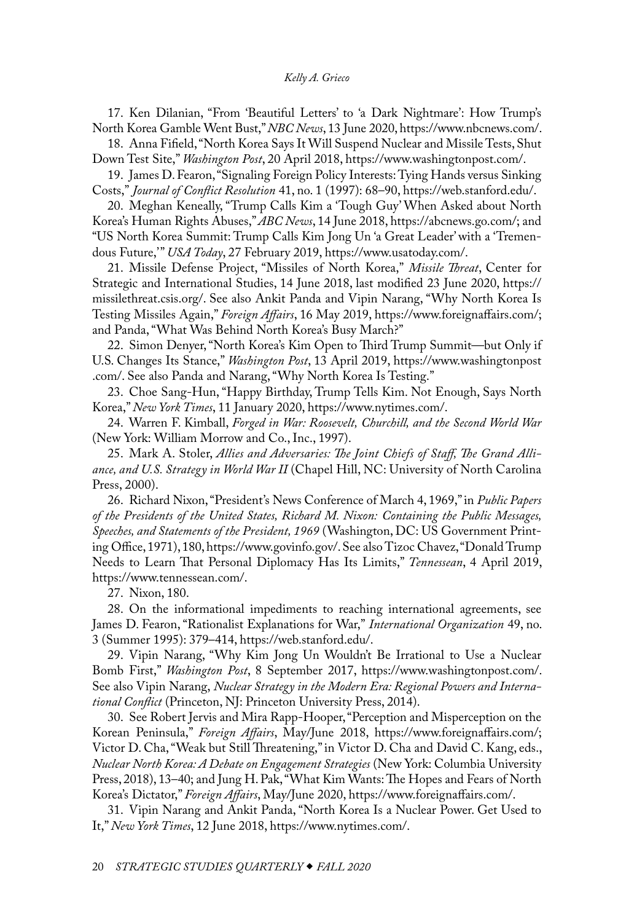17. Ken Dilanian, "From 'Beautiful Letters' to 'a Dark Nightmare': How Trump's North Korea Gamble Went Bust," *NBC News*, 13 June 2020, https://www.nbcnews.com/.

18. Anna Fifield, "North Korea Says It Will Suspend Nuclear and Missile Tests, Shut Down Test Site," *Washington Post*, 20 April 2018, https://www.washingtonpost.com/.

19. James D. Fearon, "Signaling Foreign Policy Interests: Tying Hands versus Sinking Costs," *Journal of Conflict Resolution* 41, no. 1 (1997): 68–90, https://web.stanford.edu/.

20. Meghan Keneally, "Trump Calls Kim a 'Tough Guy' When Asked about North Korea's Human Rights Abuses," *ABC News*, 14 June 2018, https://abcnews.go.com/; and "US North Korea Summit: Trump Calls Kim Jong Un 'a Great Leader' with a 'Tremendous Future,'" *USA Today*, 27 February 2019, https://www.usatoday.com/.

21. Missile Defense Project, "Missiles of North Korea," *Missile Threat*, Center for Strategic and International Studies, 14 June 2018, last modified 23 June 2020, https://missilethreat.csis.org/. See also Ankit Panda and Vipin Narang, "Why North Korea Is Testing Missiles Again," *Foreign Affairs*, 16 May 2019, https://www.foreignaffairs.com/; and Panda, "What Was Behind North Korea's Busy March?"

22. Simon Denyer, "North Korea's Kim Open to Third Trump Summit—but Only if U.S. Changes Its Stance," *Washington Post*, 13 April 2019, https://www.washingtonpost.com/. See also Panda and Narang, "Why North Korea Is Testing."

23. Choe Sang-Hun, "Happy Birthday, Trump Tells Kim. Not Enough, Says North Korea," *New York Times*, 11 January 2020, https://www.nytimes.com/.

24. Warren F. Kimball, *Forged in War: Roosevelt, Churchill, and the Second World War* (New York: William Morrow and Co., Inc., 1997).

25. Mark A. Stoler, *Allies and Adversaries: The Joint Chiefs of Staff, The Grand Alliance, and U.S. Strategy in World War II* (Chapel Hill, NC: University of North Carolina Press, 2000).

26. Richard Nixon, "President's News Conference of March 4, 1969," in *Public Papers of the Presidents of the United States, Richard M. Nixon: Containing the Public Messages, Speeches, and Statements of the President, 1969* (Washington, DC: US Government Printing Office, 1971), 180, https://www.govinfo.gov/. See also Tizoc Chavez, "Donald Trump Needs to Learn That Personal Diplomacy Has Its Limits," *Tennessean*, 4 April 2019, https://www.tennessean.com/.

27. Nixon, 180.

28. On the informational impediments to reaching international agreements, see James D. Fearon, "Rationalist Explanations for War," *International Organization* 49, no. 3 (Summer 1995): 379–414, https://web.stanford.edu/.

29. Vipin Narang, "Why Kim Jong Un Wouldn't Be Irrational to Use a Nuclear Bomb First," *Washington Post*, 8 September 2017, https://www.washingtonpost.com/. See also Vipin Narang, *Nuclear Strategy in the Modern Era: Regional Powers and International Conflict* (Princeton, NJ: Princeton University Press, 2014).

30. See Robert Jervis and Mira Rapp-Hooper, "Perception and Misperception on the Korean Peninsula," *Foreign Affairs*, May/June 2018, https://www.foreignaffairs.com/; Victor D. Cha, "Weak but Still Threatening," in Victor D. Cha and David C. Kang, eds., *Nuclear North Korea: A Debate on Engagement Strategies* (New York: Columbia University Press, 2018), 13–40; and Jung H. Pak, "What Kim Wants: The Hopes and Fears of North Korea's Dictator," *Foreign Affairs*, May/June 2020, https://www.foreignaffairs.com/.

31. Vipin Narang and Ankit Panda, "North Korea Is a Nuclear Power. Get Used to It," *New York Times*, 12 June 2018, https://www.nytimes.com/.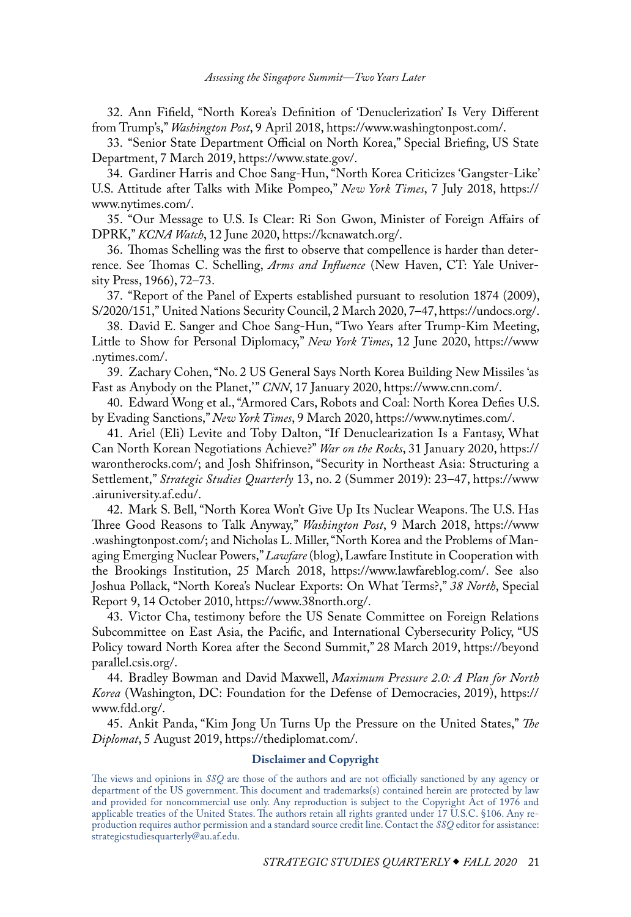32. Ann Fifield, "North Korea's Definition of 'Denuclerization' Is Very Different from Trump's," *Washington Post*, 9 April 2018, https://www.washingtonpost.com/.

33. "Senior State Department Official on North Korea," Special Briefing, US State Department, 7 March 2019, https://www.state.gov/.

34. Gardiner Harris and Choe Sang-Hun, "North Korea Criticizes 'Gangster-Like' U.S. Attitude after Talks with Mike Pompeo," *New York Times*, 7 July 2018, https://www.nytimes.com/.

35. "Our Message to U.S. Is Clear: Ri Son Gwon, Minister of Foreign Affairs of DPRK," *KCNA Watch*, 12 June 2020, https://kcnawatch.org/.

36. Thomas Schelling was the first to observe that compellence is harder than deterrence. See Thomas C. Schelling, *Arms and Influence* (New Haven, CT: Yale University Press, 1966), 72–73.

37. "Report of the Panel of Experts established pursuant to resolution 1874 (2009), S/2020/151," United Nations Security Council, 2 March 2020, 7–47, https://undocs.org/.

38. David E. Sanger and Choe Sang-Hun, "Two Years after Trump-Kim Meeting, Little to Show for Personal Diplomacy," *New York Times*, 12 June 2020, https://www.nytimes.com/.

39. Zachary Cohen, "No. 2 US General Says North Korea Building New Missiles 'as Fast as Anybody on the Planet,'" *CNN*, 17 January 2020, https://www.cnn.com/.

40. Edward Wong et al., "Armored Cars, Robots and Coal: North Korea Defies U.S. by Evading Sanctions," *New York Times*, 9 March 2020, https://www.nytimes.com/.

41. Ariel (Eli) Levite and Toby Dalton, "If Denuclearization Is a Fantasy, What Can North Korean Negotiations Achieve?" *War on the Rocks*, 31 January 2020, https://warontherocks.com/; and Josh Shifrinson, "Security in Northeast Asia: Structuring a Settlement," *Strategic Studies Quarterly* 13, no. 2 (Summer 2019): 23–47, https://www.airuniversity.af.edu/.

42. Mark S. Bell, "North Korea Won't Give Up Its Nuclear Weapons. The U.S. Has Three Good Reasons to Talk Anyway," *Washington Post*, 9 March 2018, https://www.washingtonpost.com/; and Nicholas L. Miller, "North Korea and the Problems of Managing Emerging Nuclear Powers," *Lawfare* (blog), Lawfare Institute in Cooperation with the Brookings Institution, 25 March 2018, https://www.lawfareblog.com/. See also Joshua Pollack, "North Korea's Nuclear Exports: On What Terms?," *38 North*, Special Report 9, 14 October 2010, https://www.38north.org/.

43. Victor Cha, testimony before the US Senate Committee on Foreign Relations Subcommittee on East Asia, the Pacific, and International Cybersecurity Policy, "US Policy toward North Korea after the Second Summit," 28 March 2019, https://beyondparallel.csis.org/.

44. Bradley Bowman and David Maxwell, *Maximum Pressure 2.0: A Plan for North Korea* (Washington, DC: Foundation for the Defense of Democracies, 2019), https://www.fdd.org/.

45. Ankit Panda, "Kim Jong Un Turns Up the Pressure on the United States," *The Diplomat*, 5 August 2019, https://thediplomat.com/.

**Disclaimer and Copyright**

The views and opinions in *SSQ* are those of the authors and are not officially sanctioned by any agency or department of the US government. This document and trademarks(s) contained herein are protected by law and provided for noncommercial use only. Any reproduction is subject to the Copyright Act of 1976 and applicable treaties of the United States. The authors retain all rights granted under 17 U.S.C. §106. Any reproduction requires author permission and a standard source credit line. Contact the *SSQ* editor for assistance: strategicstudiesquarterly@au.af.edu.